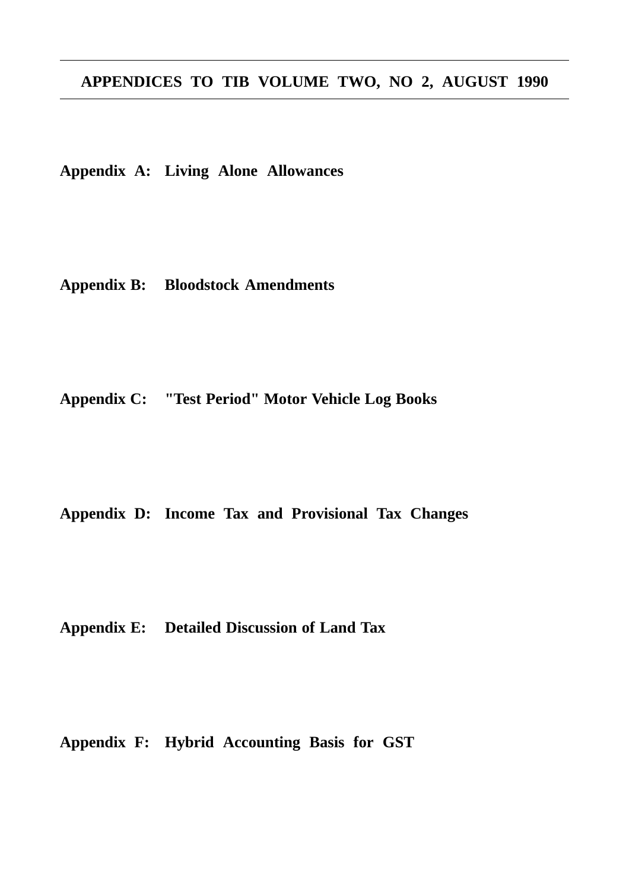# APPENDICES TO TIB VOLUME TWO, NO 2, AUGUST 1990

**Appendix A: Living Alone Allowances**

**Appendix B: Bloodstock Amendments**

**Appendix C: "Test Period" Motor Vehicle Log Books**

**Appendix D: Income Tax and Provisional Tax Changes**

**Appendix E: Detailed Discussion of Land Tax**

**Appendix F: Hybrid Accounting Basis for GST**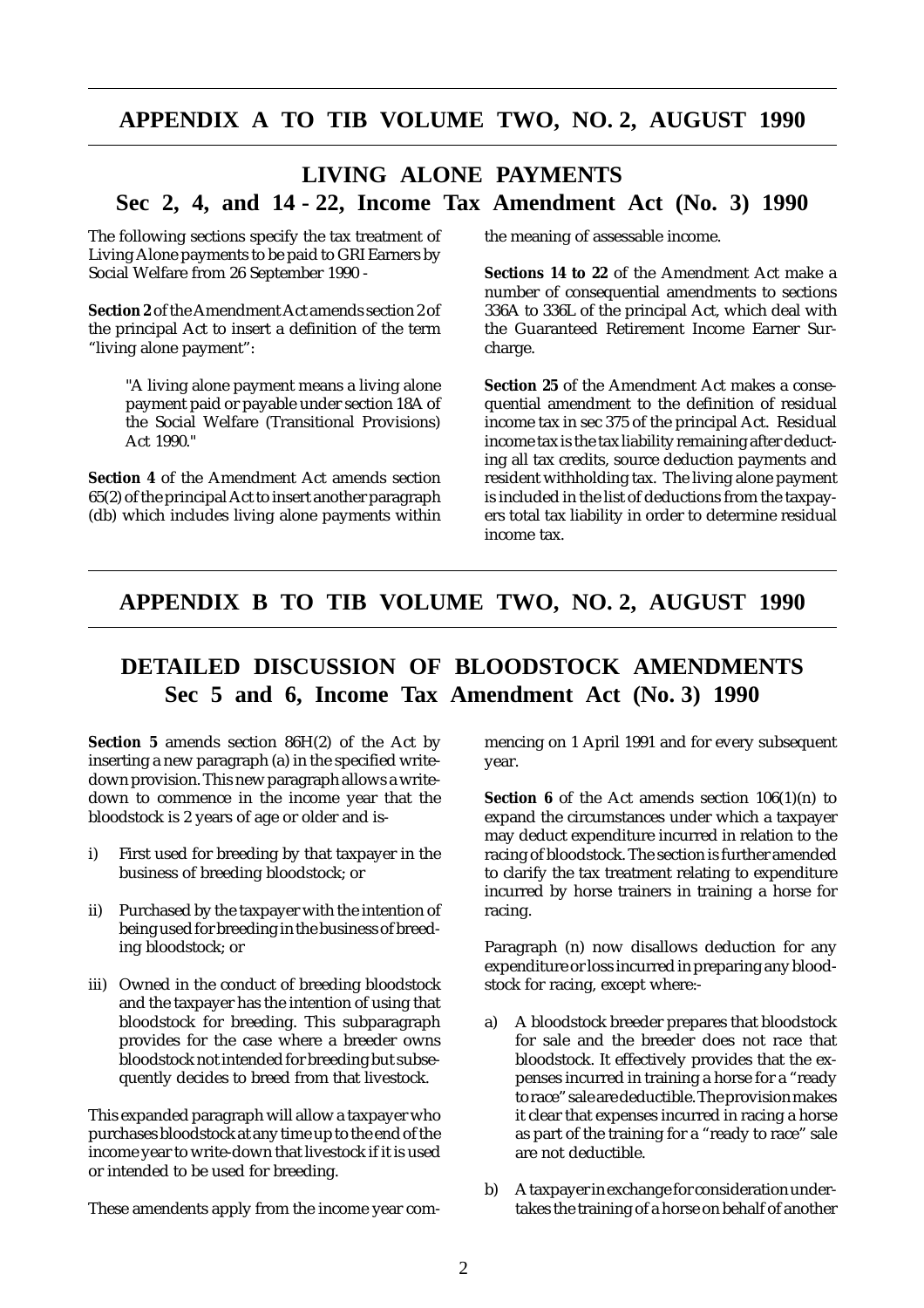## APPENDIX A TO TIB VOLUME TWO, NO. 2, AUGUST 1990

## LIVING ALONE PAYMENTS
### Sec 2, 4, and 14 - 22, Income Tax Amendment Act (No. 3) 1990

The following sections specify the tax treatment of Living Alone payments to be paid to GRI Earners by Social Welfare from 26 September 1990 -

**Section 2** of the Amendment Act amends section 2 of the principal Act to insert a definition of the term "living alone payment":

> "A living alone payment means a living alone payment paid or payable under section 18A of the Social Welfare (Transitional Provisions) Act 1990."

**Section 4** of the Amendment Act amends section 65(2) of the principal Act to insert another paragraph (db) which includes living alone payments within the meaning of assessable income.

**Sections 14 to 22** of the Amendment Act make a number of consequential amendments to sections 336A to 336L of the principal Act, which deal with the Guaranteed Retirement Income Earner Surcharge.

**Section 25** of the Amendment Act makes a consequential amendment to the definition of residual income tax in sec 375 of the principal Act. Residual income tax is the tax liability remaining after deducting all tax credits, source deduction payments and resident withholding tax. The living alone payment is included in the list of deductions from the taxpayers total tax liability in order to determine residual income tax.

## APPENDIX B TO TIB VOLUME TWO, NO. 2, AUGUST 1990

## DETAILED DISCUSSION OF BLOODSTOCK AMENDMENTS
### Sec 5 and 6, Income Tax Amendment Act (No. 3) 1990

**Section 5** amends section 86H(2) of the Act by inserting a new paragraph (a) in the specified write-down provision. This new paragraph allows a write-down to commence in the income year that the bloodstock is 2 years of age or older and is-

i) First used for breeding by that taxpayer in the business of breeding bloodstock; or

ii) Purchased by the taxpayer with the intention of being used for breeding in the business of breeding bloodstock; or

iii) Owned in the conduct of breeding bloodstock and the taxpayer has the intention of using that bloodstock for breeding. This subparagraph provides for the case where a breeder owns bloodstock not intended for breeding but subsequently decides to breed from that livestock.

This expanded paragraph will allow a taxpayer who purchases bloodstock at any time up to the end of the income year to write-down that livestock if it is used or intended to be used for breeding.

These amendments apply from the income year commencing on 1 April 1991 and for every subsequent year.

**Section 6** of the Act amends section 106(1)(n) to expand the circumstances under which a taxpayer may deduct expenditure incurred in relation to the racing of bloodstock. The section is further amended to clarify the tax treatment relating to expenditure incurred by horse trainers in training a horse for racing.

Paragraph (n) now disallows deduction for any expenditure or loss incurred in preparing any bloodstock for racing, except where:-

a) A bloodstock breeder prepares that bloodstock for sale and the breeder does not race that bloodstock. It effectively provides that the expenses incurred in training a horse for a "ready to race" sale are deductible. The provision makes it clear that expenses incurred in racing a horse as part of the training for a "ready to race" sale are not deductible.

b) A taxpayer in exchange for consideration undertakes the training of a horse on behalf of another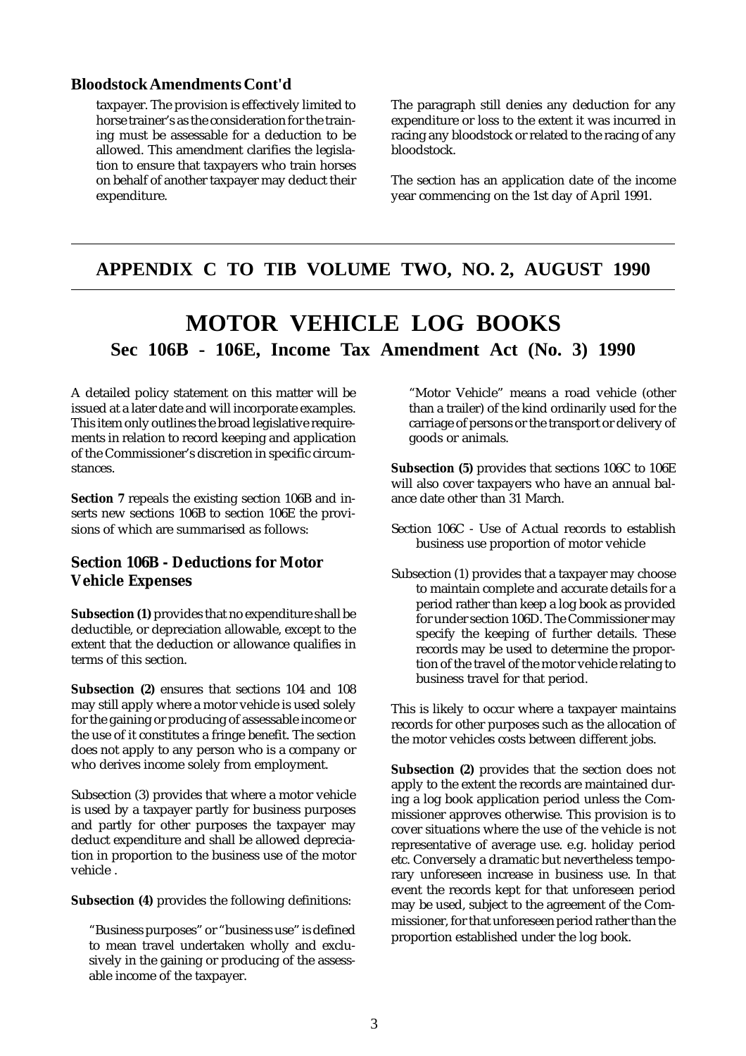**Bloodstock Amendments Cont'd**

taxpayer. The provision is effectively limited to horse trainer's as the consideration for the training must be assessable for a deduction to be allowed. This amendment clarifies the legislation to ensure that taxpayers who train horses on behalf of another taxpayer may deduct their expenditure.

The paragraph still denies any deduction for any expenditure or loss to the extent it was incurred in racing any bloodstock or related to the racing of any bloodstock.

The section has an application date of the income year commencing on the 1st day of April 1991.

## APPENDIX C TO TIB VOLUME TWO, NO. 2, AUGUST 1990

# MOTOR VEHICLE LOG BOOKS

## Sec 106B - 106E, Income Tax Amendment Act (No. 3) 1990

A detailed policy statement on this matter will be issued at a later date and will incorporate examples. This item only outlines the broad legislative requirements in relation to record keeping and application of the Commissioner's discretion in specific circumstances.

**Section 7** repeals the existing section 106B and inserts new sections 106B to section 106E the provisions of which are summarised as follows:

### Section 106B - Deductions for Motor Vehicle Expenses

**Subsection (1)** provides that no expenditure shall be deductible, or depreciation allowable, except to the extent that the deduction or allowance qualifies in terms of this section.

**Subsection (2)** ensures that sections 104 and 108 may still apply where a motor vehicle is used solely for the gaining or producing of assessable income or the use of it constitutes a fringe benefit. The section does not apply to any person who is a company or who derives income solely from employment.

Subsection (3) provides that where a motor vehicle is used by a taxpayer partly for business purposes and partly for other purposes the taxpayer may deduct expenditure and shall be allowed depreciation in proportion to the business use of the motor vehicle .

**Subsection (4)** provides the following definitions:

"Business purposes" or "business use" is defined to mean travel undertaken wholly and exclusively in the gaining or producing of the assessable income of the taxpayer.

"Motor Vehicle" means a road vehicle (other than a trailer) of the kind ordinarily used for the carriage of persons or the transport or delivery of goods or animals.

**Subsection (5)** provides that sections 106C to 106E will also cover taxpayers who have an annual balance date other than 31 March.

Section 106C - Use of Actual records to establish business use proportion of motor vehicle

Subsection (1) provides that a taxpayer may choose to maintain complete and accurate details for a period rather than keep a log book as provided for under section 106D. The Commissioner may specify the keeping of further details. These records may be used to determine the proportion of the travel of the motor vehicle relating to business travel for that period.

This is likely to occur where a taxpayer maintains records for other purposes such as the allocation of the motor vehicles costs between different jobs.

**Subsection (2)** provides that the section does not apply to the extent the records are maintained during a log book application period unless the Commissioner approves otherwise. This provision is to cover situations where the use of the vehicle is not representative of average use. e.g. holiday period etc. Conversely a dramatic but nevertheless temporary unforeseen increase in business use. In that event the records kept for that unforeseen period may be used, subject to the agreement of the Commissioner, for that unforeseen period rather than the proportion established under the log book.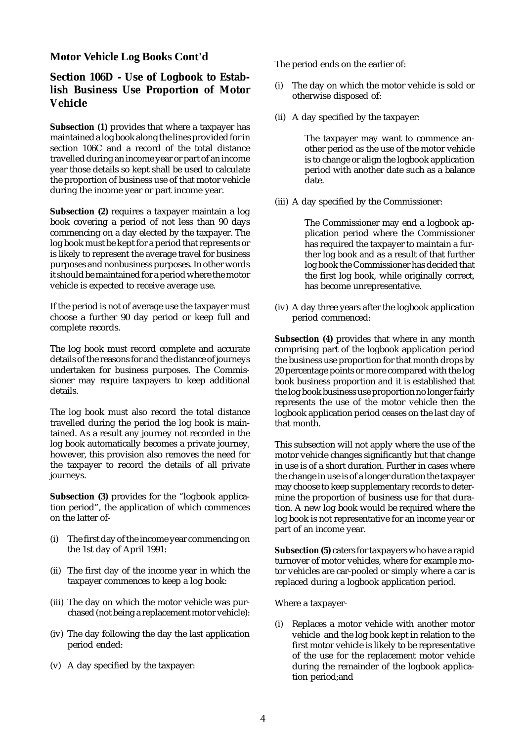## Motor Vehicle Log Books Cont'd

## Section 106D - Use of Logbook to Establish Business Use Proportion of Motor Vehicle

**Subsection (1)** provides that where a taxpayer has maintained a log book along the lines provided for in section 106C and a record of the total distance travelled during an income year or part of an income year those details so kept shall be used to calculate the proportion of business use of that motor vehicle during the income year or part income year.

**Subsection (2)** requires a taxpayer maintain a log book covering a period of not less than 90 days commencing on a day elected by the taxpayer. The log book must be kept for a period that represents or is likely to represent the average travel for business purposes and nonbusiness purposes. In other words it should be maintained for a period where the motor vehicle is expected to receive average use.

If the period is not of average use the taxpayer must choose a further 90 day period or keep full and complete records.

The log book must record complete and accurate details of the reasons for and the distance of journeys undertaken for business purposes. The Commissioner may require taxpayers to keep additional details.

The log book must also record the total distance travelled during the period the log book is maintained. As a result any journey not recorded in the log book automatically becomes a private journey, however, this provision also removes the need for the taxpayer to record the details of all private journeys.

**Subsection (3)** provides for the "logbook application period", the application of which commences on the latter of-

(i) The first day of the income year commencing on the 1st day of April 1991:

(ii) The first day of the income year in which the taxpayer commences to keep a log book:

(iii) The day on which the motor vehicle was purchased (not being a replacement motor vehicle):

(iv) The day following the day the last application period ended:

(v) A day specified by the taxpayer:

The period ends on the earlier of:

(i) The day on which the motor vehicle is sold or otherwise disposed of:

(ii) A day specified by the taxpayer:

> The taxpayer may want to commence another period as the use of the motor vehicle is to change or align the logbook application period with another date such as a balance date.

(iii) A day specified by the Commissioner:

> The Commissioner may end a logbook application period where the Commissioner has required the taxpayer to maintain a further log book and as a result of that further log book the Commissioner has decided that the first log book, while originally correct, has become unrepresentative.

(iv) A day three years after the logbook application period commenced:

**Subsection (4)** provides that where in any month comprising part of the logbook application period the business use proportion for that month drops by 20 percentage points or more compared with the log book business proportion and it is established that the log book business use proportion no longer fairly represents the use of the motor vehicle then the logbook application period ceases on the last day of that month.

This subsection will not apply where the use of the motor vehicle changes significantly but that change in use is of a short duration. Further in cases where the change in use is of a longer duration the taxpayer may choose to keep supplementary records to determine the proportion of business use for that duration. A new log book would be required where the log book is not representative for an income year or part of an income year.

**Subsection (5)** caters for taxpayers who have a rapid turnover of motor vehicles, where for example motor vehicles are car-pooled or simply where a car is replaced during a logbook application period.

Where a taxpayer-

(i) Replaces a motor vehicle with another motor vehicle and the log book kept in relation to the first motor vehicle is likely to be representative of the use for the replacement motor vehicle during the remainder of the logbook application period;and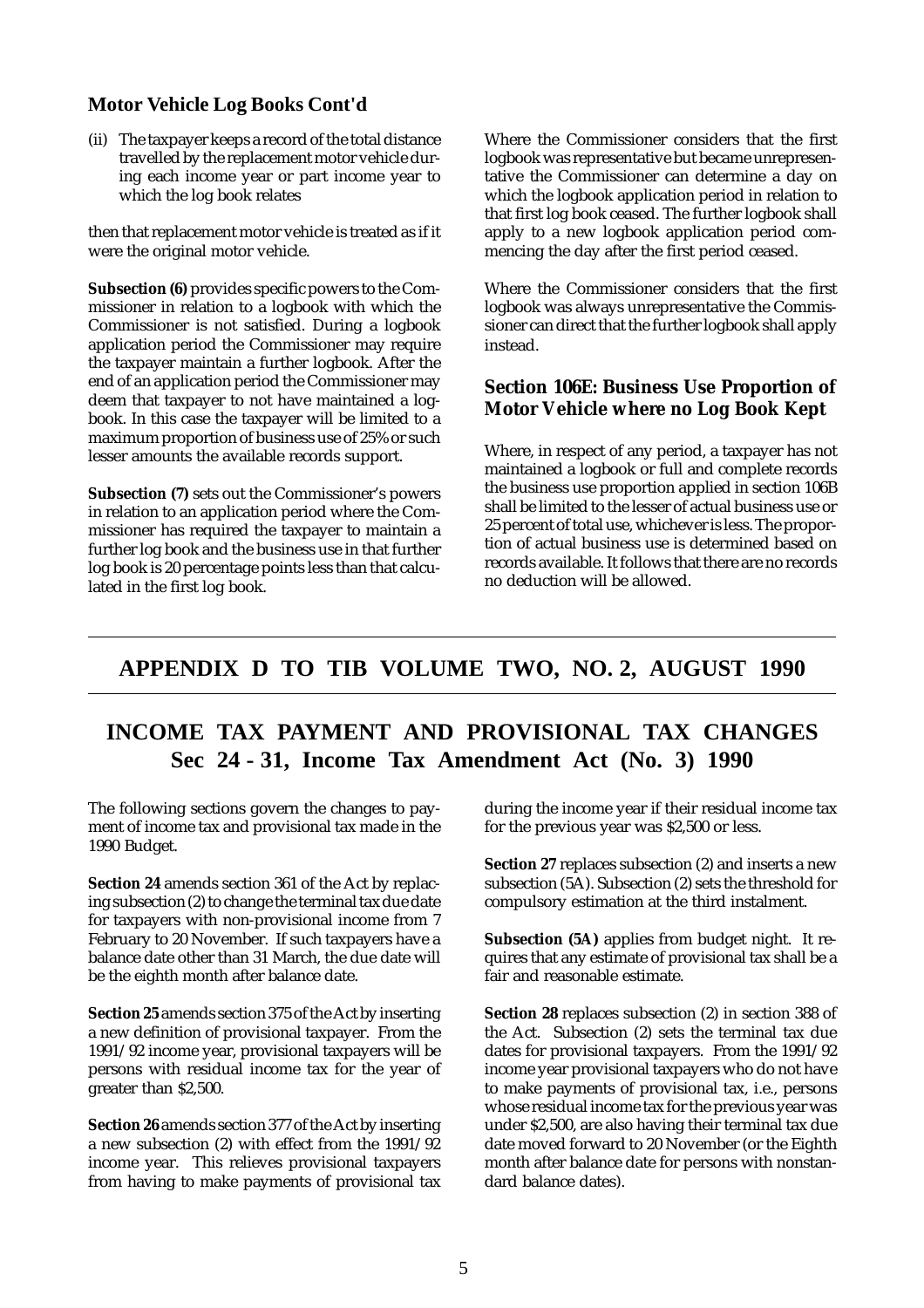### Motor Vehicle Log Books Cont'd

(ii) The taxpayer keeps a record of the total distance travelled by the replacement motor vehicle during each income year or part income year to which the log book relates

then that replacement motor vehicle is treated as if it were the original motor vehicle.

**Subsection (6)** provides specific powers to the Commissioner in relation to a logbook with which the Commissioner is not satisfied. During a logbook application period the Commissioner may require the taxpayer maintain a further logbook. After the end of an application period the Commissioner may deem that taxpayer to not have maintained a logbook. In this case the taxpayer will be limited to a maximum proportion of business use of 25% or such lesser amounts the available records support.

**Subsection (7)** sets out the Commissioner's powers in relation to an application period where the Commissioner has required the taxpayer to maintain a further log book and the business use in that further log book is 20 percentage points less than that calculated in the first log book.

Where the Commissioner considers that the first logbook was representative but became unrepresentative the Commissioner can determine a day on which the logbook application period in relation to that first log book ceased. The further logbook shall apply to a new logbook application period commencing the day after the first period ceased.

Where the Commissioner considers that the first logbook was always unrepresentative the Commissioner can direct that the further logbook shall apply instead.

### Section 106E: Business Use Proportion of Motor Vehicle where no Log Book Kept

Where, in respect of any period, a taxpayer has not maintained a logbook or full and complete records the business use proportion applied in section 106B shall be limited to the lesser of actual business use or 25 percent of total use, whichever is less. The proportion of actual business use is determined based on records available. It follows that there are no records no deduction will be allowed.

---

## APPENDIX D TO TIB VOLUME TWO, NO. 2, AUGUST 1990

---

## INCOME TAX PAYMENT AND PROVISIONAL TAX CHANGES
## Sec 24 - 31, Income Tax Amendment Act (No. 3) 1990

The following sections govern the changes to payment of income tax and provisional tax made in the 1990 Budget.

**Section 24** amends section 361 of the Act by replacing subsection (2) to change the terminal tax due date for taxpayers with non-provisional income from 7 February to 20 November. If such taxpayers have a balance date other than 31 March, the due date will be the eighth month after balance date.

**Section 25** amends section 375 of the Act by inserting a new definition of provisional taxpayer. From the 1991/92 income year, provisional taxpayers will be persons with residual income tax for the year of greater than $2,500.

**Section 26** amends section 377 of the Act by inserting a new subsection (2) with effect from the 1991/92 income year. This relieves provisional taxpayers from having to make payments of provisional tax during the income year if their residual income tax for the previous year was $2,500 or less.

**Section 27** replaces subsection (2) and inserts a new subsection (5A). Subsection (2) sets the threshold for compulsory estimation at the third instalment.

**Subsection (5A)** applies from budget night. It requires that any estimate of provisional tax shall be a fair and reasonable estimate.

**Section 28** replaces subsection (2) in section 388 of the Act. Subsection (2) sets the terminal tax due dates for provisional taxpayers. From the 1991/92 income year provisional taxpayers who do not have to make payments of provisional tax, i.e., persons whose residual income tax for the previous year was under $2,500, are also having their terminal tax due date moved forward to 20 November (or the Eighth month after balance date for persons with nonstandard balance dates).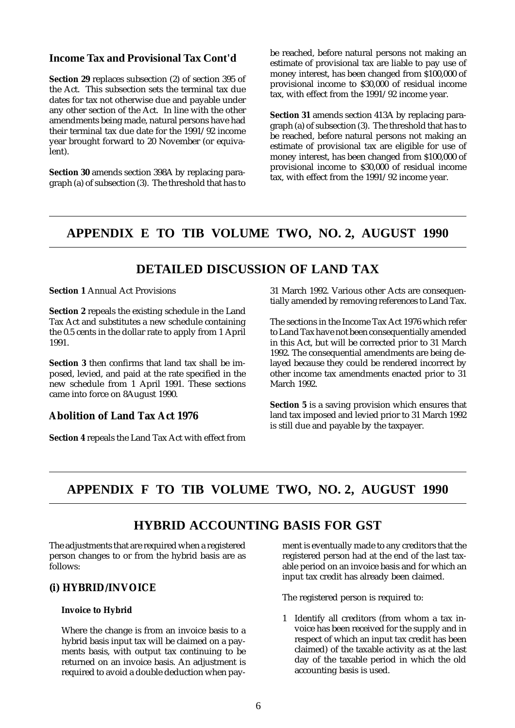### Income Tax and Provisional Tax Cont'd

**Section 29** replaces subsection (2) of section 395 of the Act. This subsection sets the terminal tax due dates for tax not otherwise due and payable under any other section of the Act. In line with the other amendments being made, natural persons have had their terminal tax due date for the 1991/92 income year brought forward to 20 November (or equivalent).

**Section 30** amends section 398A by replacing paragraph (a) of subsection (3). The threshold that has to be reached, before natural persons not making an estimate of provisional tax are liable to pay use of money interest, has been changed from $100,000 of provisional income to $30,000 of residual income tax, with effect from the 1991/92 income year.

**Section 31** amends section 413A by replacing paragraph (a) of subsection (3). The threshold that has to be reached, before natural persons not making an estimate of provisional tax are eligible for use of money interest, has been changed from $100,000 of provisional income to $30,000 of residual income tax, with effect from the 1991/92 income year.

# APPENDIX E TO TIB VOLUME TWO, NO. 2, AUGUST 1990

## DETAILED DISCUSSION OF LAND TAX

**Section 1** Annual Act Provisions

**Section 2** repeals the existing schedule in the Land Tax Act and substitutes a new schedule containing the 0.5 cents in the dollar rate to apply from 1 April 1991.

**Section 3** then confirms that land tax shall be imposed, levied, and paid at the rate specified in the new schedule from 1 April 1991. These sections came into force on 8August 1990.

### Abolition of Land Tax Act 1976

**Section 4** repeals the Land Tax Act with effect from 31 March 1992. Various other Acts are consequentially amended by removing references to Land Tax.

The sections in the Income Tax Act 1976 which refer to Land Tax have not been consequentially amended in this Act, but will be corrected prior to 31 March 1992. The consequential amendments are being delayed because they could be rendered incorrect by other income tax amendments enacted prior to 31 March 1992.

**Section 5** is a saving provision which ensures that land tax imposed and levied prior to 31 March 1992 is still due and payable by the taxpayer.

# APPENDIX F TO TIB VOLUME TWO, NO. 2, AUGUST 1990

## HYBRID ACCOUNTING BASIS FOR GST

The adjustments that are required when a registered person changes to or from the hybrid basis are as follows:

### (i) HYBRID/INVOICE

#### Invoice to Hybrid

Where the change is from an invoice basis to a hybrid basis input tax will be claimed on a payments basis, with output tax continuing to be returned on an invoice basis. An adjustment is required to avoid a double deduction when payment is eventually made to any creditors that the registered person had at the end of the last taxable period on an invoice basis and for which an input tax credit has already been claimed.

The registered person is required to:

1. Identify all creditors (from whom a tax invoice has been received for the supply and in respect of which an input tax credit has been claimed) of the taxable activity as at the last day of the taxable period in which the old accounting basis is used.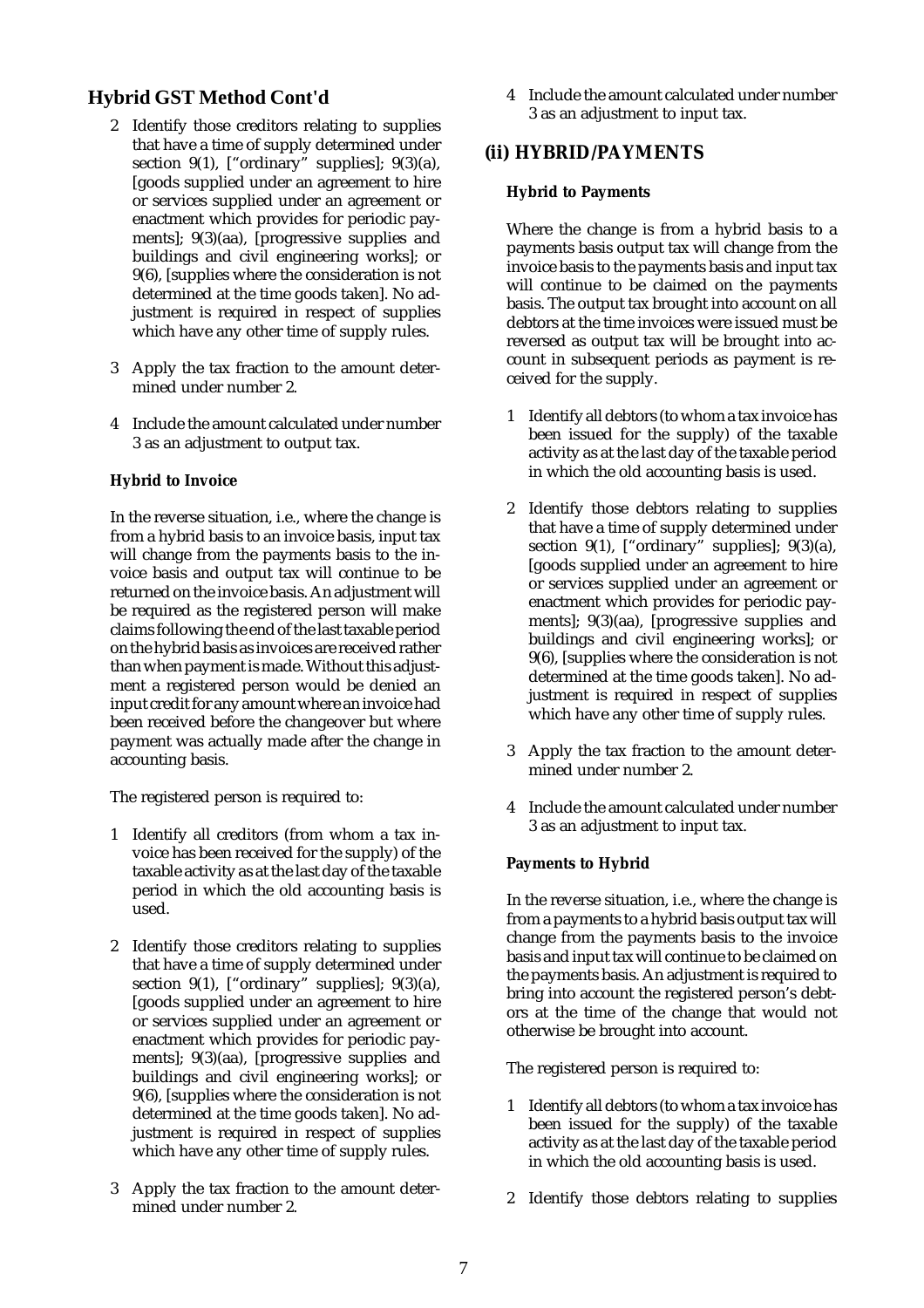## Hybrid GST Method Cont'd

2 Identify those creditors relating to supplies that have a time of supply determined under section 9(1), ["ordinary" supplies]; 9(3)(a), [goods supplied under an agreement to hire or services supplied under an agreement or enactment which provides for periodic payments]; 9(3)(aa), [progressive supplies and buildings and civil engineering works]; or 9(6), [supplies where the consideration is not determined at the time goods taken]. No adjustment is required in respect of supplies which have any other time of supply rules.

3 Apply the tax fraction to the amount determined under number 2.

4 Include the amount calculated under number 3 as an adjustment to output tax.

#### Hybrid to Invoice

In the reverse situation, i.e., where the change is from a hybrid basis to an invoice basis, input tax will change from the payments basis to the invoice basis and output tax will continue to be returned on the invoice basis. An adjustment will be required as the registered person will make claims following the end of the last taxable period on the hybrid basis as invoices are received rather than when payment is made. Without this adjustment a registered person would be denied an input credit for any amount where an invoice had been received before the changeover but where payment was actually made after the change in accounting basis.

The registered person is required to:

1 Identify all creditors (from whom a tax invoice has been received for the supply) of the taxable activity as at the last day of the taxable period in which the old accounting basis is used.

2 Identify those creditors relating to supplies that have a time of supply determined under section 9(1), ["ordinary" supplies]; 9(3)(a), [goods supplied under an agreement to hire or services supplied under an agreement or enactment which provides for periodic payments]; 9(3)(aa), [progressive supplies and buildings and civil engineering works]; or 9(6), [supplies where the consideration is not determined at the time goods taken]. No adjustment is required in respect of supplies which have any other time of supply rules.

3 Apply the tax fraction to the amount determined under number 2.

4 Include the amount calculated under number 3 as an adjustment to input tax.

### (ii) HYBRID/PAYMENTS

#### Hybrid to Payments

Where the change is from a hybrid basis to a payments basis output tax will change from the invoice basis to the payments basis and input tax will continue to be claimed on the payments basis. The output tax brought into account on all debtors at the time invoices were issued must be reversed as output tax will be brought into account in subsequent periods as payment is received for the supply.

1 Identify all debtors (to whom a tax invoice has been issued for the supply) of the taxable activity as at the last day of the taxable period in which the old accounting basis is used.

2 Identify those debtors relating to supplies that have a time of supply determined under section 9(1), ["ordinary" supplies]; 9(3)(a), [goods supplied under an agreement to hire or services supplied under an agreement or enactment which provides for periodic payments]; 9(3)(aa), [progressive supplies and buildings and civil engineering works]; or 9(6), [supplies where the consideration is not determined at the time goods taken]. No adjustment is required in respect of supplies which have any other time of supply rules.

3 Apply the tax fraction to the amount determined under number 2.

4 Include the amount calculated under number 3 as an adjustment to input tax.

#### Payments to Hybrid

In the reverse situation, i.e., where the change is from a payments to a hybrid basis output tax will change from the payments basis to the invoice basis and input tax will continue to be claimed on the payments basis. An adjustment is required to bring into account the registered person's debtors at the time of the change that would not otherwise be brought into account.

The registered person is required to:

1 Identify all debtors (to whom a tax invoice has been issued for the supply) of the taxable activity as at the last day of the taxable period in which the old accounting basis is used.

2 Identify those debtors relating to supplies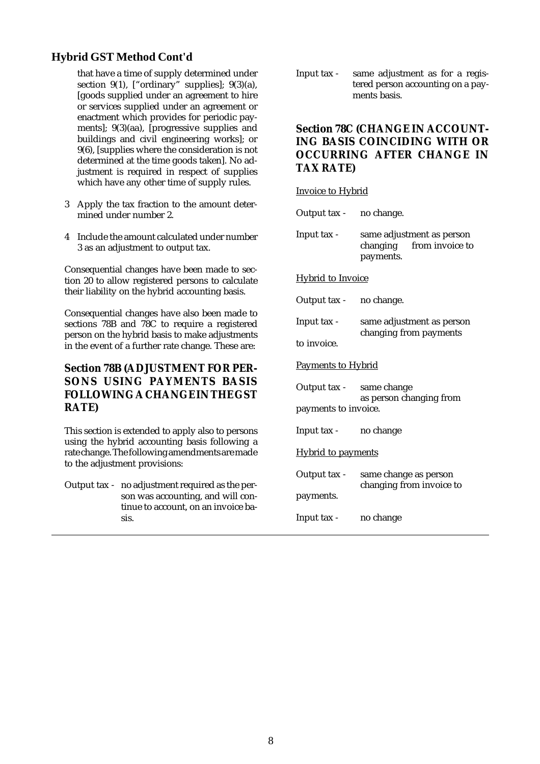## Hybrid GST Method Cont'd

that have a time of supply determined under section 9(1), ["ordinary" supplies]; 9(3)(a), [goods supplied under an agreement to hire or services supplied under an agreement or enactment which provides for periodic payments]; 9(3)(aa), [progressive supplies and buildings and civil engineering works]; or 9(6), [supplies where the consideration is not determined at the time goods taken]. No adjustment is required in respect of supplies which have any other time of supply rules.

3 Apply the tax fraction to the amount determined under number 2.

4 Include the amount calculated under number 3 as an adjustment to output tax.

Consequential changes have been made to section 20 to allow registered persons to calculate their liability on the hybrid accounting basis.

Consequential changes have also been made to sections 78B and 78C to require a registered person on the hybrid basis to make adjustments in the event of a further rate change. These are:

### Section 78B (ADJUSTMENT FOR PERSONS USING PAYMENTS BASIS FOLLOWING A CHANGE IN THE GST RATE)

This section is extended to apply also to persons using the hybrid accounting basis following a rate change. The following amendments are made to the adjustment provisions:

Output tax - no adjustment required as the person was accounting, and will continue to account, on an invoice basis.

Input tax - same adjustment as for a registered person accounting on a payments basis.

### Section 78C (CHANGE IN ACCOUNTING BASIS COINCIDING WITH OR OCCURRING AFTER CHANGE IN TAX RATE)

Invoice to Hybrid

Output tax - no change.

Input tax - same adjustment as person changing from invoice to payments.

Hybrid to Invoice

Output tax - no change.

Input tax - same adjustment as person changing from payments to invoice.

Payments to Hybrid

Output tax - same change as person changing from payments to invoice.

Input tax - no change

Hybrid to payments

Output tax - same change as person changing from invoice to payments.

Input tax - no change